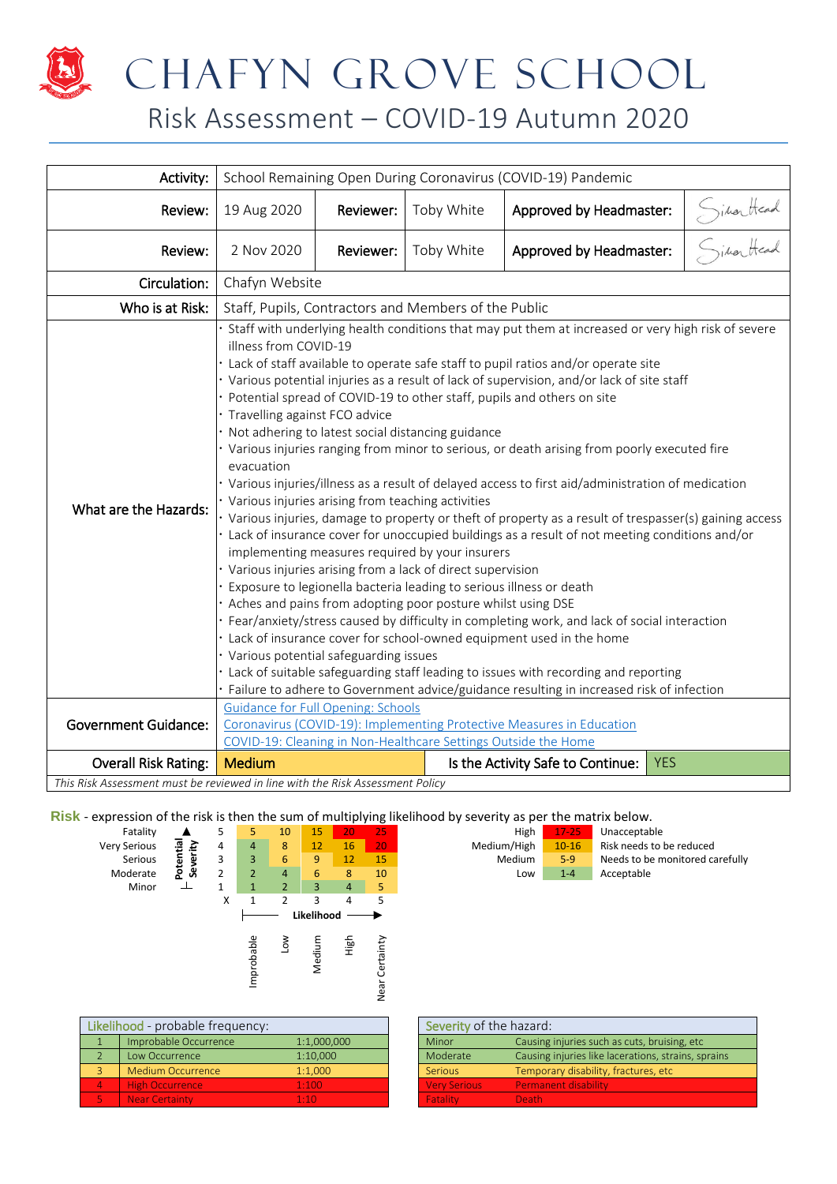# CHAFYN GROVE SCHOOL

## Risk Assessment – COVID-19 Autumn 2020

| Activity: | School Remaining Open During Coronavirus (COVID-19) Pandemic | | | | |
|---|---|---|---|---|---|
| Review: | 19 Aug 2020 | Reviewer: | Toby White | Approved by Headmaster: | Simon Head |
| Review: | 2 Nov 2020 | Reviewer: | Toby White | Approved by Headmaster: | Simon Head |
| Circulation: | Chafyn Website | | | | |
| Who is at Risk: | Staff, Pupils, Contractors and Members of the Public | | | | |
| What are the Hazards: | · Staff with underlying health conditions that may put them at increased or very high risk of severe illness from COVID-19<br>· Lack of staff available to operate safe staff to pupil ratios and/or operate site<br>· Various potential injuries as a result of lack of supervision, and/or lack of site staff<br>· Potential spread of COVID-19 to other staff, pupils and others on site<br>· Travelling against FCO advice<br>· Not adhering to latest social distancing guidance<br>· Various injuries ranging from minor to serious, or death arising from poorly executed fire evacuation<br>· Various injuries/illness as a result of delayed access to first aid/administration of medication<br>· Various injuries arising from teaching activities<br>· Various injuries, damage to property or theft of property as a result of trespasser(s) gaining access<br>· Lack of insurance cover for unoccupied buildings as a result of not meeting conditions and/or implementing measures required by your insurers<br>· Various injuries arising from a lack of direct supervision<br>· Exposure to legionella bacteria leading to serious illness or death<br>· Aches and pains from adopting poor posture whilst using DSE<br>· Fear/anxiety/stress caused by difficulty in completing work, and lack of social interaction<br>· Lack of insurance cover for school-owned equipment used in the home<br>· Various potential safeguarding issues<br>· Lack of suitable safeguarding staff leading to issues with recording and reporting<br>· Failure to adhere to Government advice/guidance resulting in increased risk of infection | | | | |
| Government Guidance: | Guidance for Full Opening: Schools<br>Coronavirus (COVID-19): Implementing Protective Measures in Education<br>COVID-19: Cleaning in Non-Healthcare Settings Outside the Home | | | | |
| Overall Risk Rating: | Medium | | Is the Activity Safe to Continue: | YES | |

*This Risk Assessment must be reviewed in line with the Risk Assessment Policy*

**Risk** - expression of the risk is then the sum of multiplying likelihood by severity as per the matrix below.

| Potential Severity | | 1 Improbable | 2 Low | 3 Medium | 4 High | 5 Near Certainty |
|---|---|---|---|---|---|---|
| Fatality | 5 | 5 | 10 | 15 | 20 | 25 |
| Very Serious | 4 | 4 | 8 | 12 | 16 | 20 |
| Serious | 3 | 3 | 6 | 9 | 12 | 15 |
| Moderate | 2 | 2 | 4 | 6 | 8 | 10 |
| Minor | 1 | 1 | 2 | 3 | 4 | 5 |
| | X | 1 | 2 | 3 | 4 | 5 |

Likelihood →

| Rating | Score | Action |
|---|---|---|
| High | 17-25 | Unacceptable |
| Medium/High | 10-16 | Risk needs to be reduced |
| Medium | 5-9 | Needs to be monitored carefully |
| Low | 1-4 | Acceptable |

| Likelihood - probable frequency: | | |
|---|---|---|
| 1 | Improbable Occurrence | 1:1,000,000 |
| 2 | Low Occurrence | 1:10,000 |
| 3 | Medium Occurrence | 1:1,000 |
| 4 | High Occurrence | 1:100 |
| 5 | Near Certainty | 1:10 |

| Severity of the hazard: | |
|---|---|
| Minor | Causing injuries such as cuts, bruising, etc |
| Moderate | Causing injuries like lacerations, strains, sprains |
| Serious | Temporary disability, fractures, etc |
| Very Serious | Permanent disability |
| Fatality | Death |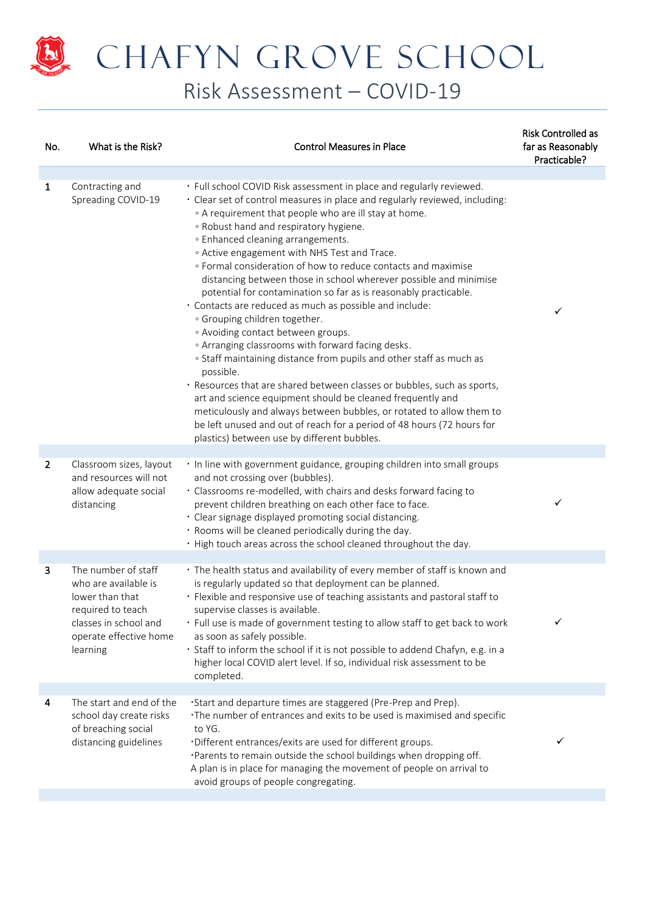# CHAFYN GROVE SCHOOL

## Risk Assessment – COVID-19

| No. | What is the Risk? | Control Measures in Place | Risk Controlled as far as Reasonably Practicable? |
|---|---|---|---|
| 1 | Contracting and Spreading COVID-19 | • Full school COVID Risk assessment in place and regularly reviewed.<br>• Clear set of control measures in place and regularly reviewed, including:<br>◦ A requirement that people who are ill stay at home.<br>◦ Robust hand and respiratory hygiene.<br>◦ Enhanced cleaning arrangements.<br>◦ Active engagement with NHS Test and Trace.<br>◦ Formal consideration of how to reduce contacts and maximise distancing between those in school wherever possible and minimise potential for contamination so far as is reasonably practicable.<br>• Contacts are reduced as much as possible and include:<br>◦ Grouping children together.<br>◦ Avoiding contact between groups.<br>◦ Arranging classrooms with forward facing desks.<br>◦ Staff maintaining distance from pupils and other staff as much as possible.<br>• Resources that are shared between classes or bubbles, such as sports, art and science equipment should be cleaned frequently and meticulously and always between bubbles, or rotated to allow them to be left unused and out of reach for a period of 48 hours (72 hours for plastics) between use by different bubbles. | ✓ |
| 2 | Classroom sizes, layout and resources will not allow adequate social distancing | • In line with government guidance, grouping children into small groups and not crossing over (bubbles).<br>• Classrooms re-modelled, with chairs and desks forward facing to prevent children breathing on each other face to face.<br>• Clear signage displayed promoting social distancing.<br>• Rooms will be cleaned periodically during the day.<br>• High touch areas across the school cleaned throughout the day. | ✓ |
| 3 | The number of staff who are available is lower than that required to teach classes in school and operate effective home learning | • The health status and availability of every member of staff is known and is regularly updated so that deployment can be planned.<br>• Flexible and responsive use of teaching assistants and pastoral staff to supervise classes is available.<br>• Full use is made of government testing to allow staff to get back to work as soon as safely possible.<br>• Staff to inform the school if it is not possible to addend Chafyn, e.g. in a higher local COVID alert level. If so, individual risk assessment to be completed. | ✓ |
| 4 | The start and end of the school day create risks of breaching social distancing guidelines | •Start and departure times are staggered (Pre-Prep and Prep).<br>•The number of entrances and exits to be used is maximised and specific to YG.<br>•Different entrances/exits are used for different groups.<br>•Parents to remain outside the school buildings when dropping off.<br>A plan is in place for managing the movement of people on arrival to avoid groups of people congregating. | ✓ |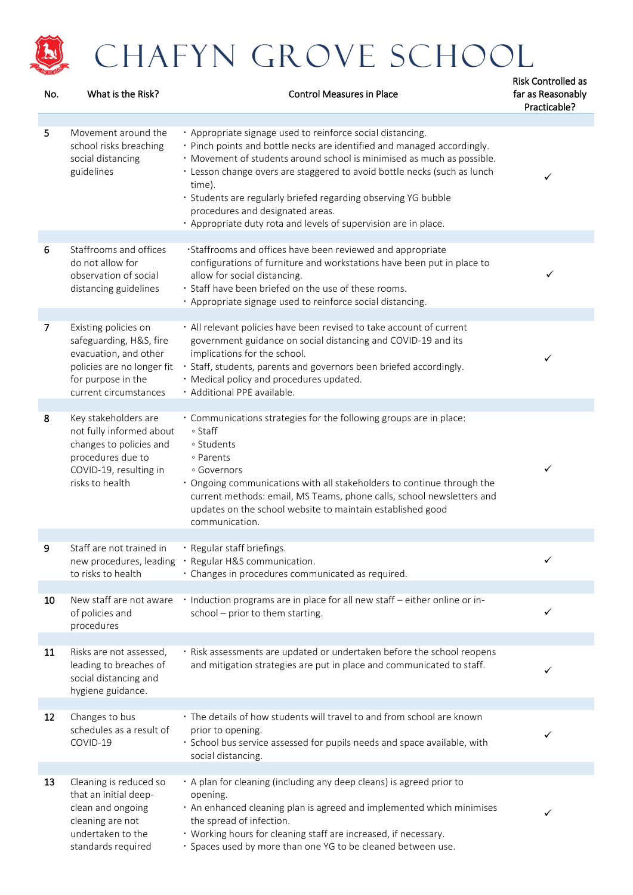# CHAFYN GROVE SCHOOL

| No. | What is the Risk? | Control Measures in Place | Risk Controlled as far as Reasonably Practicable? |
|---|---|---|---|
| 5 | Movement around the school risks breaching social distancing guidelines | • Appropriate signage used to reinforce social distancing.<br>• Pinch points and bottle necks are identified and managed accordingly.<br>• Movement of students around school is minimised as much as possible.<br>• Lesson change overs are staggered to avoid bottle necks (such as lunch time).<br>• Students are regularly briefed regarding observing YG bubble procedures and designated areas.<br>• Appropriate duty rota and levels of supervision are in place. | ✓ |
| 6 | Staffrooms and offices do not allow for observation of social distancing guidelines | •Staffrooms and offices have been reviewed and appropriate configurations of furniture and workstations have been put in place to allow for social distancing.<br>• Staff have been briefed on the use of these rooms.<br>• Appropriate signage used to reinforce social distancing. | ✓ |
| 7 | Existing policies on safeguarding, H&S, fire evacuation, and other policies are no longer fit for purpose in the current circumstances | • All relevant policies have been revised to take account of current government guidance on social distancing and COVID-19 and its implications for the school.<br>• Staff, students, parents and governors been briefed accordingly.<br>• Medical policy and procedures updated.<br>• Additional PPE available. | ✓ |
| 8 | Key stakeholders are not fully informed about changes to policies and procedures due to COVID-19, resulting in risks to health | • Communications strategies for the following groups are in place:<br>◦ Staff<br>◦ Students<br>◦ Parents<br>◦ Governors<br>• Ongoing communications with all stakeholders to continue through the current methods: email, MS Teams, phone calls, school newsletters and updates on the school website to maintain established good communication. | ✓ |
| 9 | Staff are not trained in new procedures, leading to risks to health | • Regular staff briefings.<br>• Regular H&S communication.<br>• Changes in procedures communicated as required. | ✓ |
| 10 | New staff are not aware of policies and procedures | • Induction programs are in place for all new staff – either online or in-school – prior to them starting. | ✓ |
| 11 | Risks are not assessed, leading to breaches of social distancing and hygiene guidance. | • Risk assessments are updated or undertaken before the school reopens and mitigation strategies are put in place and communicated to staff. | ✓ |
| 12 | Changes to bus schedules as a result of COVID-19 | • The details of how students will travel to and from school are known prior to opening.<br>• School bus service assessed for pupils needs and space available, with social distancing. | ✓ |
| 13 | Cleaning is reduced so that an initial deep-clean and ongoing cleaning are not undertaken to the standards required | • A plan for cleaning (including any deep cleans) is agreed prior to opening.<br>• An enhanced cleaning plan is agreed and implemented which minimises the spread of infection.<br>• Working hours for cleaning staff are increased, if necessary.<br>• Spaces used by more than one YG to be cleaned between use. | ✓ |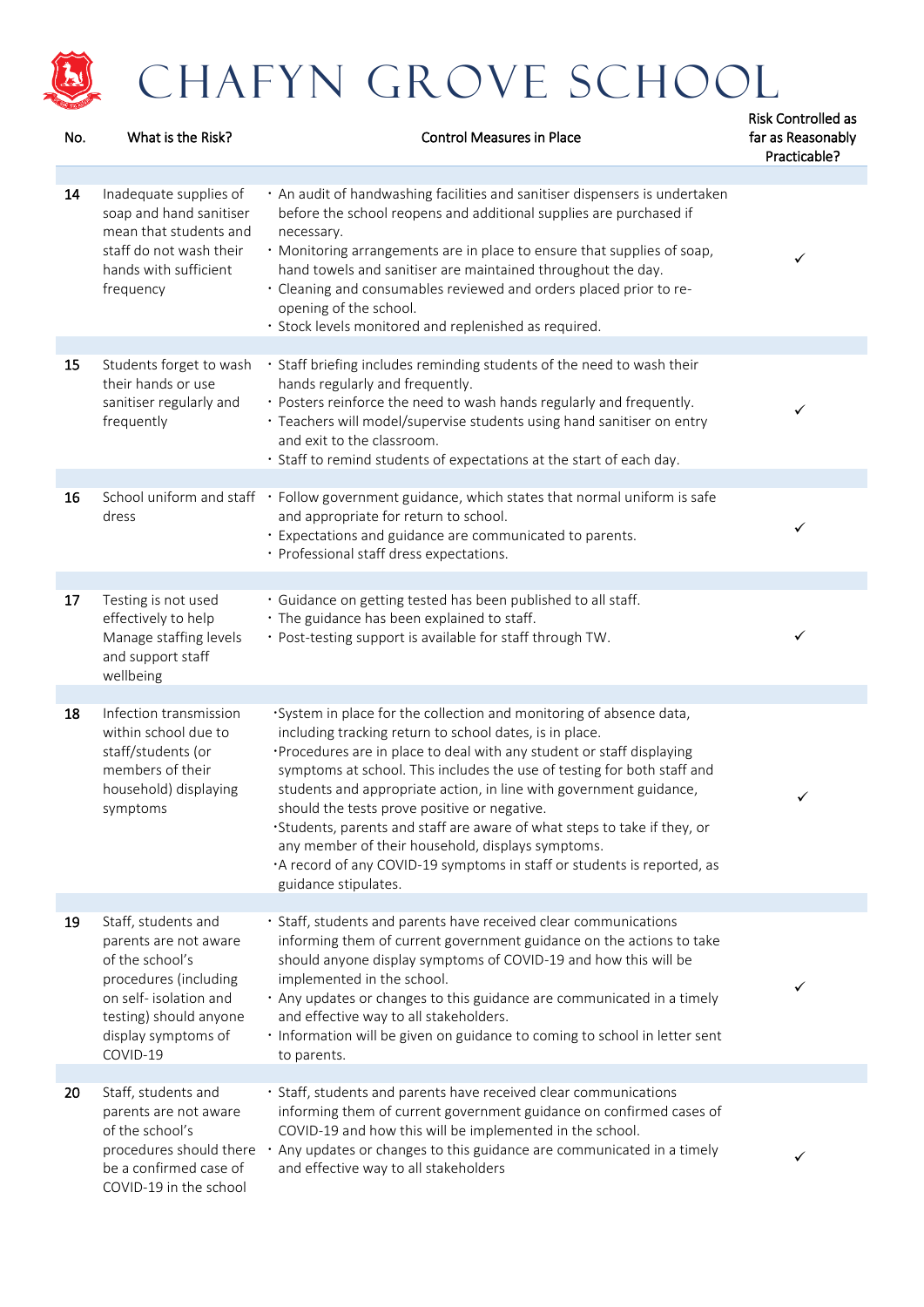| No. | What is the Risk? | Control Measures in Place | Risk Controlled as far as Reasonably Practicable? |
|---|---|---|---|
| 14 | Inadequate supplies of soap and hand sanitiser mean that students and staff do not wash their hands with sufficient frequency | • An audit of handwashing facilities and sanitiser dispensers is undertaken before the school reopens and additional supplies are purchased if necessary.<br>• Monitoring arrangements are in place to ensure that supplies of soap, hand towels and sanitiser are maintained throughout the day.<br>• Cleaning and consumables reviewed and orders placed prior to re-opening of the school.<br>• Stock levels monitored and replenished as required. | ✓ |
| 15 | Students forget to wash their hands or use sanitiser regularly and frequently | • Staff briefing includes reminding students of the need to wash their hands regularly and frequently.<br>• Posters reinforce the need to wash hands regularly and frequently.<br>• Teachers will model/supervise students using hand sanitiser on entry and exit to the classroom.<br>• Staff to remind students of expectations at the start of each day. | ✓ |
| 16 | School uniform and staff dress | • Follow government guidance, which states that normal uniform is safe and appropriate for return to school.<br>• Expectations and guidance are communicated to parents.<br>• Professional staff dress expectations. | ✓ |
| 17 | Testing is not used effectively to help Manage staffing levels and support staff wellbeing | • Guidance on getting tested has been published to all staff.<br>• The guidance has been explained to staff.<br>• Post-testing support is available for staff through TW. | ✓ |
| 18 | Infection transmission within school due to staff/students (or members of their household) displaying symptoms | •System in place for the collection and monitoring of absence data, including tracking return to school dates, is in place.<br>•Procedures are in place to deal with any student or staff displaying symptoms at school. This includes the use of testing for both staff and students and appropriate action, in line with government guidance, should the tests prove positive or negative.<br>•Students, parents and staff are aware of what steps to take if they, or any member of their household, displays symptoms.<br>•A record of any COVID-19 symptoms in staff or students is reported, as guidance stipulates. | ✓ |
| 19 | Staff, students and parents are not aware of the school's procedures (including on self- isolation and testing) should anyone display symptoms of COVID-19 | • Staff, students and parents have received clear communications informing them of current government guidance on the actions to take should anyone display symptoms of COVID-19 and how this will be implemented in the school.<br>• Any updates or changes to this guidance are communicated in a timely and effective way to all stakeholders.<br>• Information will be given on guidance to coming to school in letter sent to parents. | ✓ |
| 20 | Staff, students and parents are not aware of the school's procedures should there be a confirmed case of COVID-19 in the school | • Staff, students and parents have received clear communications informing them of current government guidance on confirmed cases of COVID-19 and how this will be implemented in the school.<br>• Any updates or changes to this guidance are communicated in a timely and effective way to all stakeholders | ✓ |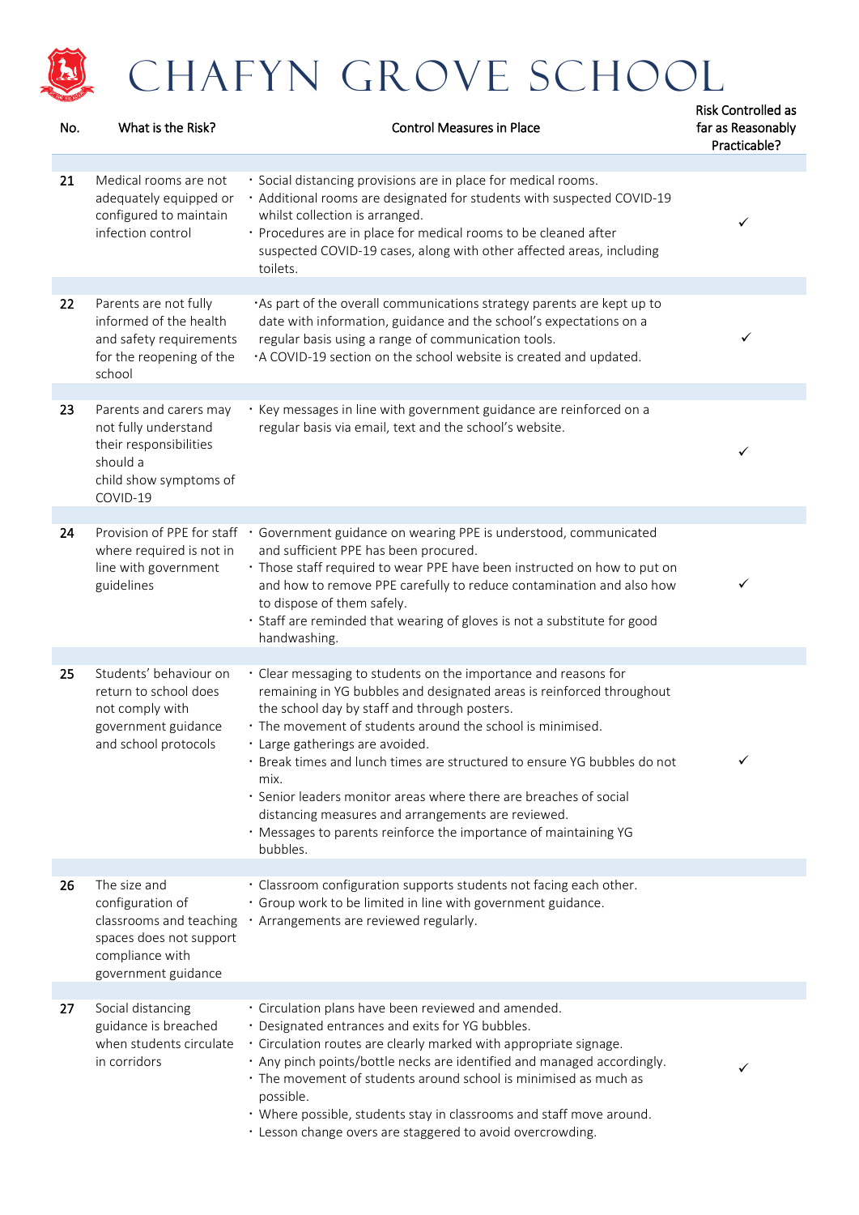# CHAFYN GROVE SCHOOL

| No. | What is the Risk? | Control Measures in Place | Risk Controlled as far as Reasonably Practicable? |
|---|---|---|---|
| 21 | Medical rooms are not adequately equipped or configured to maintain infection control | • Social distancing provisions are in place for medical rooms.<br>• Additional rooms are designated for students with suspected COVID-19 whilst collection is arranged.<br>• Procedures are in place for medical rooms to be cleaned after suspected COVID-19 cases, along with other affected areas, including toilets. | ✓ |
| 22 | Parents are not fully informed of the health and safety requirements for the reopening of the school | •As part of the overall communications strategy parents are kept up to date with information, guidance and the school's expectations on a regular basis using a range of communication tools.<br>•A COVID-19 section on the school website is created and updated. | ✓ |
| 23 | Parents and carers may not fully understand their responsibilities should a child show symptoms of COVID-19 | • Key messages in line with government guidance are reinforced on a regular basis via email, text and the school's website. | ✓ |
| 24 | Provision of PPE for staff where required is not in line with government guidelines | • Government guidance on wearing PPE is understood, communicated and sufficient PPE has been procured.<br>• Those staff required to wear PPE have been instructed on how to put on and how to remove PPE carefully to reduce contamination and also how to dispose of them safely.<br>• Staff are reminded that wearing of gloves is not a substitute for good handwashing. | ✓ |
| 25 | Students' behaviour on return to school does not comply with government guidance and school protocols | • Clear messaging to students on the importance and reasons for remaining in YG bubbles and designated areas is reinforced throughout the school day by staff and through posters.<br>• The movement of students around the school is minimised.<br>• Large gatherings are avoided.<br>• Break times and lunch times are structured to ensure YG bubbles do not mix.<br>• Senior leaders monitor areas where there are breaches of social distancing measures and arrangements are reviewed.<br>• Messages to parents reinforce the importance of maintaining YG bubbles. | ✓ |
| 26 | The size and configuration of classrooms and teaching spaces does not support compliance with government guidance | • Classroom configuration supports students not facing each other.<br>• Group work to be limited in line with government guidance.<br>• Arrangements are reviewed regularly. | |
| 27 | Social distancing guidance is breached when students circulate in corridors | • Circulation plans have been reviewed and amended.<br>• Designated entrances and exits for YG bubbles.<br>• Circulation routes are clearly marked with appropriate signage.<br>• Any pinch points/bottle necks are identified and managed accordingly.<br>• The movement of students around school is minimised as much as possible.<br>• Where possible, students stay in classrooms and staff move around.<br>• Lesson change overs are staggered to avoid overcrowding. | ✓ |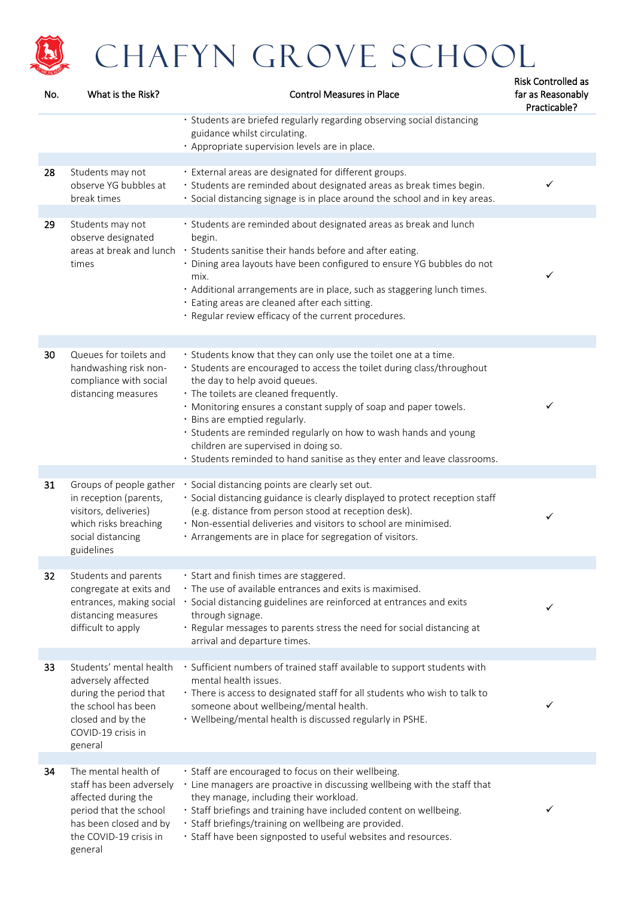| No. | What is the Risk? | Control Measures in Place | Risk Controlled as far as Reasonably Practicable? |
|---|---|---|---|
| | | • Students are briefed regularly regarding observing social distancing guidance whilst circulating.<br>• Appropriate supervision levels are in place. | |
| 28 | Students may not observe YG bubbles at break times | • External areas are designated for different groups.<br>• Students are reminded about designated areas as break times begin.<br>• Social distancing signage is in place around the school and in key areas. | ✓ |
| 29 | Students may not observe designated areas at break and lunch times | • Students are reminded about designated areas as break and lunch begin.<br>• Students sanitise their hands before and after eating.<br>• Dining area layouts have been configured to ensure YG bubbles do not mix.<br>• Additional arrangements are in place, such as staggering lunch times.<br>• Eating areas are cleaned after each sitting.<br>• Regular review efficacy of the current procedures. | ✓ |
| 30 | Queues for toilets and handwashing risk non-compliance with social distancing measures | • Students know that they can only use the toilet one at a time.<br>• Students are encouraged to access the toilet during class/throughout the day to help avoid queues.<br>• The toilets are cleaned frequently.<br>• Monitoring ensures a constant supply of soap and paper towels.<br>• Bins are emptied regularly.<br>• Students are reminded regularly on how to wash hands and young children are supervised in doing so.<br>• Students reminded to hand sanitise as they enter and leave classrooms. | ✓ |
| 31 | Groups of people gather in reception (parents, visitors, deliveries) which risks breaching social distancing guidelines | • Social distancing points are clearly set out.<br>• Social distancing guidance is clearly displayed to protect reception staff (e.g. distance from person stood at reception desk).<br>• Non-essential deliveries and visitors to school are minimised.<br>• Arrangements are in place for segregation of visitors. | ✓ |
| 32 | Students and parents congregate at exits and entrances, making social distancing measures difficult to apply | • Start and finish times are staggered.<br>• The use of available entrances and exits is maximised.<br>• Social distancing guidelines are reinforced at entrances and exits through signage.<br>• Regular messages to parents stress the need for social distancing at arrival and departure times. | ✓ |
| 33 | Students' mental health adversely affected during the period that the school has been closed and by the COVID-19 crisis in general | • Sufficient numbers of trained staff available to support students with mental health issues.<br>• There is access to designated staff for all students who wish to talk to someone about wellbeing/mental health.<br>• Wellbeing/mental health is discussed regularly in PSHE. | ✓ |
| 34 | The mental health of staff has been adversely affected during the period that the school has been closed and by the COVID-19 crisis in general | • Staff are encouraged to focus on their wellbeing.<br>• Line managers are proactive in discussing wellbeing with the staff that they manage, including their workload.<br>• Staff briefings and training have included content on wellbeing.<br>• Staff briefings/training on wellbeing are provided.<br>• Staff have been signposted to useful websites and resources. | ✓ |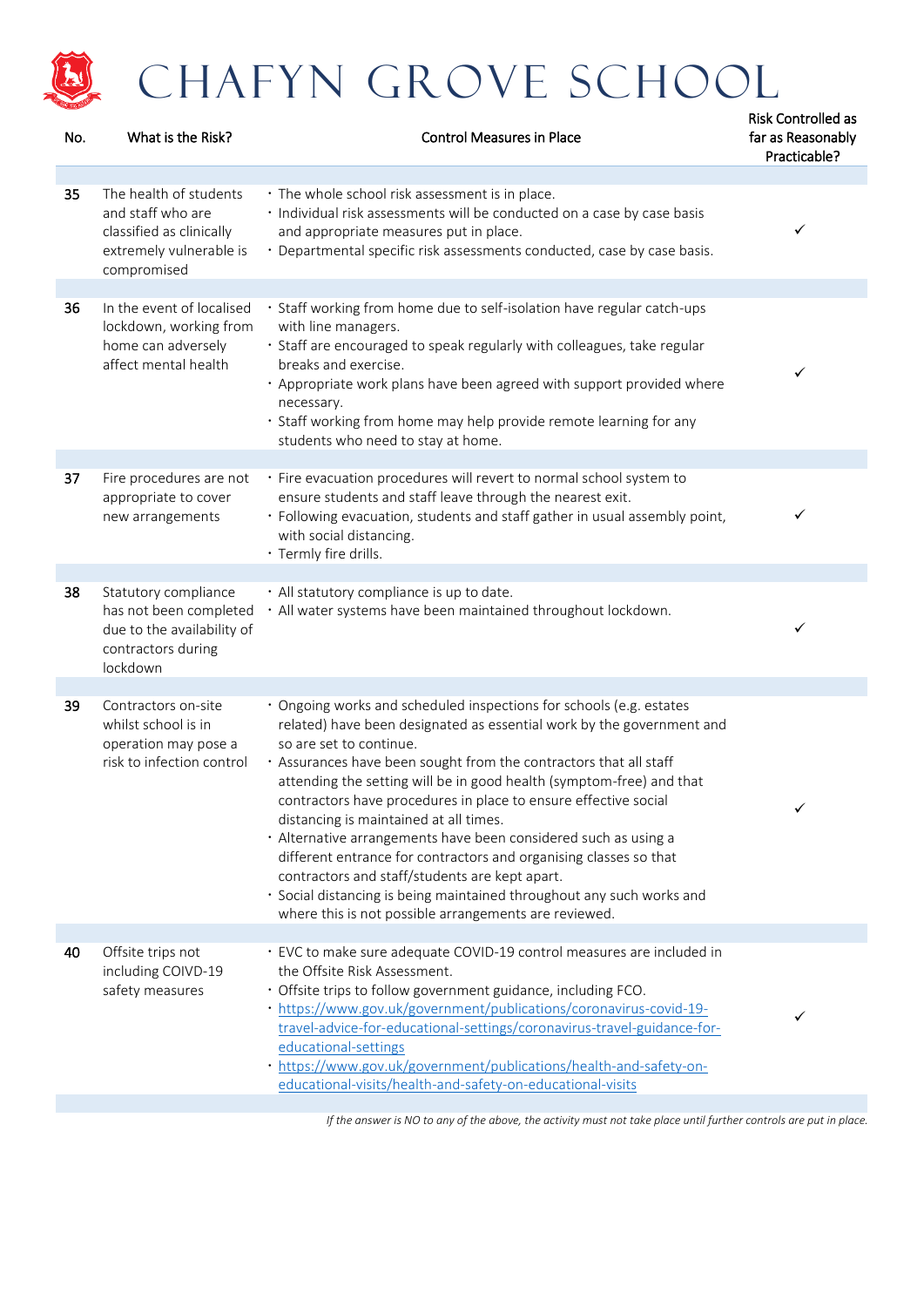# CHAFYN GROVE SCHOOL

| No. | What is the Risk? | Control Measures in Place | Risk Controlled as far as Reasonably Practicable? |
|---|---|---|---|
| 35 | The health of students and staff who are classified as clinically extremely vulnerable is compromised | • The whole school risk assessment is in place.<br>• Individual risk assessments will be conducted on a case by case basis and appropriate measures put in place.<br>• Departmental specific risk assessments conducted, case by case basis. | ✓ |
| 36 | In the event of localised lockdown, working from home can adversely affect mental health | • Staff working from home due to self-isolation have regular catch-ups with line managers.<br>• Staff are encouraged to speak regularly with colleagues, take regular breaks and exercise.<br>• Appropriate work plans have been agreed with support provided where necessary.<br>• Staff working from home may help provide remote learning for any students who need to stay at home. | ✓ |
| 37 | Fire procedures are not appropriate to cover new arrangements | • Fire evacuation procedures will revert to normal school system to ensure students and staff leave through the nearest exit.<br>• Following evacuation, students and staff gather in usual assembly point, with social distancing.<br>• Termly fire drills. | ✓ |
| 38 | Statutory compliance has not been completed due to the availability of contractors during lockdown | • All statutory compliance is up to date.<br>• All water systems have been maintained throughout lockdown. | ✓ |
| 39 | Contractors on-site whilst school is in operation may pose a risk to infection control | • Ongoing works and scheduled inspections for schools (e.g. estates related) have been designated as essential work by the government and so are set to continue.<br>• Assurances have been sought from the contractors that all staff attending the setting will be in good health (symptom-free) and that contractors have procedures in place to ensure effective social distancing is maintained at all times.<br>• Alternative arrangements have been considered such as using a different entrance for contractors and organising classes so that contractors and staff/students are kept apart.<br>• Social distancing is being maintained throughout any such works and where this is not possible arrangements are reviewed. | ✓ |
| 40 | Offsite trips not including COIVD-19 safety measures | • EVC to make sure adequate COVID-19 control measures are included in the Offsite Risk Assessment.<br>• Offsite trips to follow government guidance, including FCO.<br>• https://www.gov.uk/government/publications/coronavirus-covid-19-travel-advice-for-educational-settings/coronavirus-travel-guidance-for-educational-settings<br>• https://www.gov.uk/government/publications/health-and-safety-on-educational-visits/health-and-safety-on-educational-visits | ✓ |

*If the answer is NO to any of the above, the activity must not take place until further controls are put in place.*